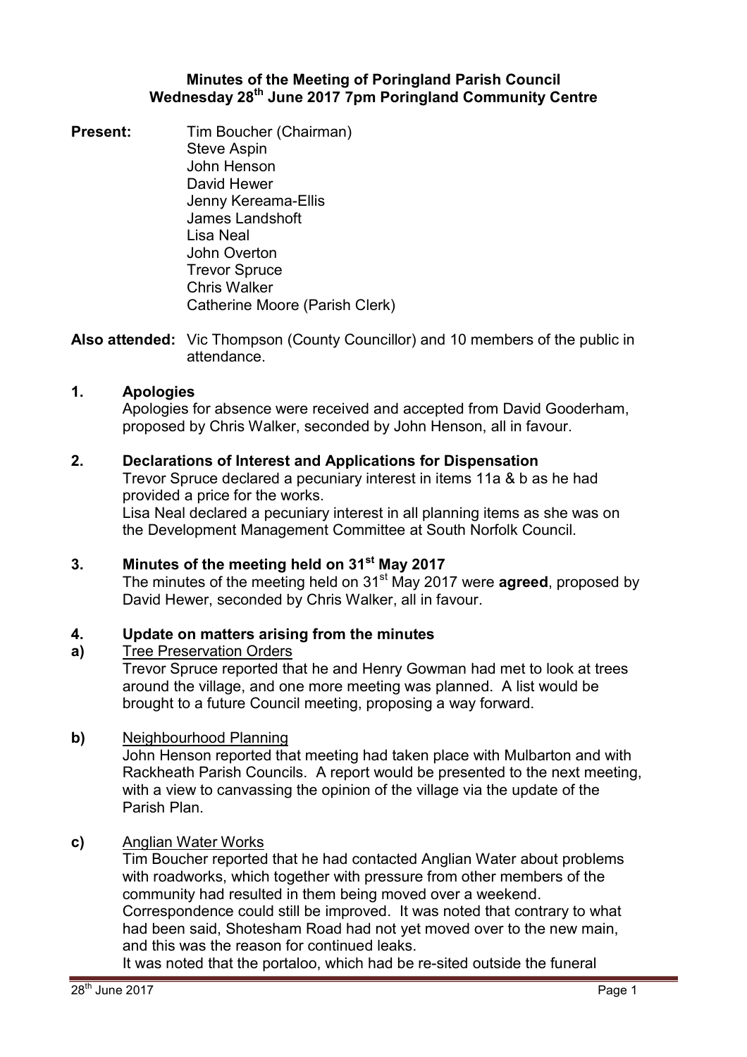**Minutes of the Meeting of Poringland Parish Council**
**Wednesday 28th June 2017 7pm Poringland Community Centre**

**Present:** Tim Boucher (Chairman)
Steve Aspin
John Henson
David Hewer
Jenny Kereama-Ellis
James Landshoft
Lisa Neal
John Overton
Trevor Spruce
Chris Walker
Catherine Moore (Parish Clerk)

**Also attended:** Vic Thompson (County Councillor) and 10 members of the public in attendance.

## 1. Apologies

Apologies for absence were received and accepted from David Gooderham, proposed by Chris Walker, seconded by John Henson, all in favour.

## 2. Declarations of Interest and Applications for Dispensation

Trevor Spruce declared a pecuniary interest in items 11a & b as he had provided a price for the works.
Lisa Neal declared a pecuniary interest in all planning items as she was on the Development Management Committee at South Norfolk Council.

## 3. Minutes of the meeting held on 31st May 2017

The minutes of the meeting held on 31st May 2017 were **agreed**, proposed by David Hewer, seconded by Chris Walker, all in favour.

## 4. Update on matters arising from the minutes

**a)** Tree Preservation Orders

Trevor Spruce reported that he and Henry Gowman had met to look at trees around the village, and one more meeting was planned. A list would be brought to a future Council meeting, proposing a way forward.

**b)** Neighbourhood Planning

John Henson reported that meeting had taken place with Mulbarton and with Rackheath Parish Councils. A report would be presented to the next meeting, with a view to canvassing the opinion of the village via the update of the Parish Plan.

**c)** Anglian Water Works

Tim Boucher reported that he had contacted Anglian Water about problems with roadworks, which together with pressure from other members of the community had resulted in them being moved over a weekend. Correspondence could still be improved. It was noted that contrary to what had been said, Shotesham Road had not yet moved over to the new main, and this was the reason for continued leaks.
It was noted that the portaloo, which had be re-sited outside the funeral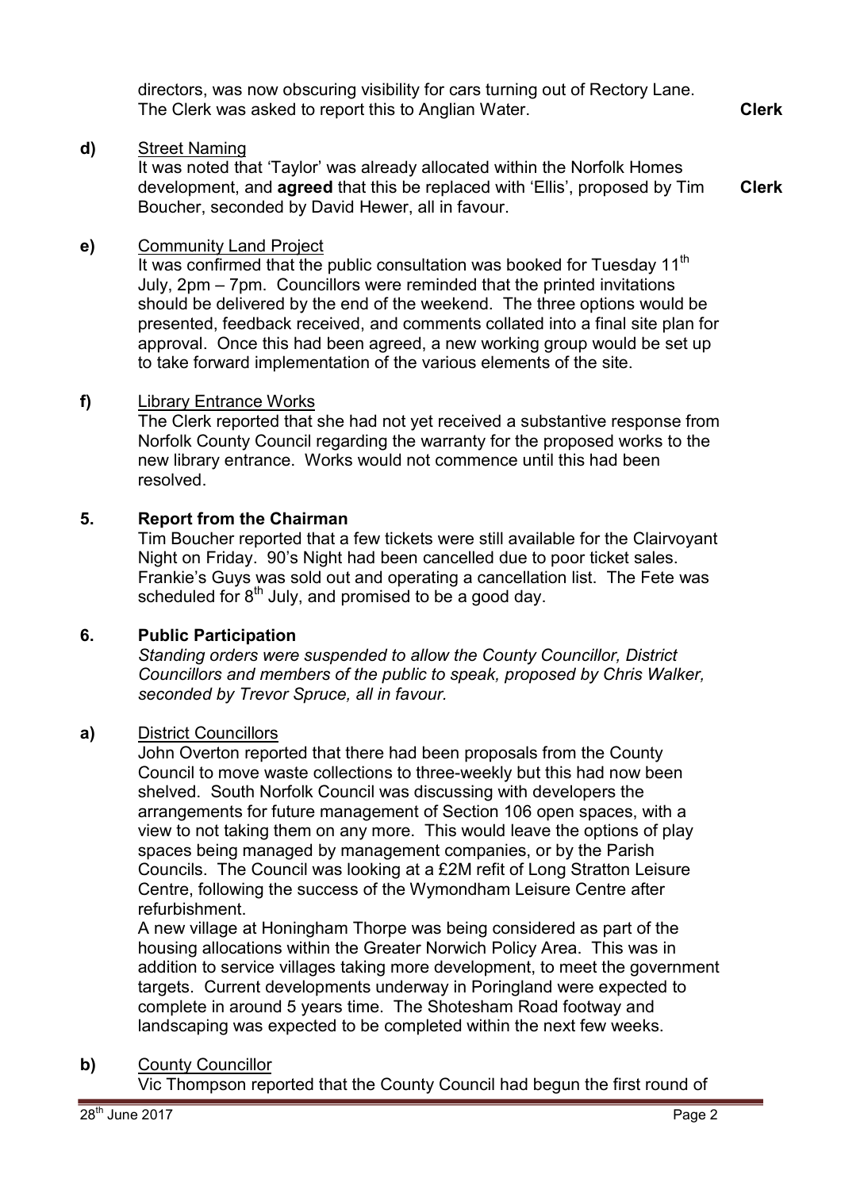directors, was now obscuring visibility for cars turning out of Rectory Lane. The Clerk was asked to report this to Anglian Water. **Clerk**

**d)** <u>Street Naming</u>

It was noted that 'Taylor' was already allocated within the Norfolk Homes development, and **agreed** that this be replaced with 'Ellis', proposed by Tim Boucher, seconded by David Hewer, all in favour. **Clerk**

**e)** <u>Community Land Project</u>

It was confirmed that the public consultation was booked for Tuesday 11th July, 2pm – 7pm. Councillors were reminded that the printed invitations should be delivered by the end of the weekend. The three options would be presented, feedback received, and comments collated into a final site plan for approval. Once this had been agreed, a new working group would be set up to take forward implementation of the various elements of the site.

**f)** <u>Library Entrance Works</u>

The Clerk reported that she had not yet received a substantive response from Norfolk County Council regarding the warranty for the proposed works to the new library entrance. Works would not commence until this had been resolved.

## 5. Report from the Chairman

Tim Boucher reported that a few tickets were still available for the Clairvoyant Night on Friday. 90's Night had been cancelled due to poor ticket sales. Frankie's Guys was sold out and operating a cancellation list. The Fete was scheduled for 8th July, and promised to be a good day.

## 6. Public Participation

*Standing orders were suspended to allow the County Councillor, District Councillors and members of the public to speak, proposed by Chris Walker, seconded by Trevor Spruce, all in favour.*

**a)** <u>District Councillors</u>

John Overton reported that there had been proposals from the County Council to move waste collections to three-weekly but this had now been shelved. South Norfolk Council was discussing with developers the arrangements for future management of Section 106 open spaces, with a view to not taking them on any more. This would leave the options of play spaces being managed by management companies, or by the Parish Councils. The Council was looking at a £2M refit of Long Stratton Leisure Centre, following the success of the Wymondham Leisure Centre after refurbishment.

A new village at Honingham Thorpe was being considered as part of the housing allocations within the Greater Norwich Policy Area. This was in addition to service villages taking more development, to meet the government targets. Current developments underway in Poringland were expected to complete in around 5 years time. The Shotesham Road footway and landscaping was expected to be completed within the next few weeks.

**b)** <u>County Councillor</u>

Vic Thompson reported that the County Council had begun the first round of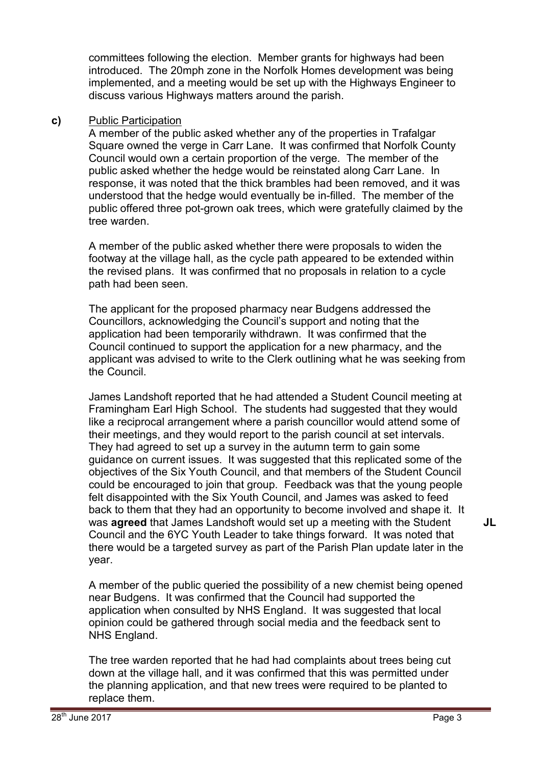committees following the election. Member grants for highways had been introduced. The 20mph zone in the Norfolk Homes development was being implemented, and a meeting would be set up with the Highways Engineer to discuss various Highways matters around the parish.

**c)** Public Participation

A member of the public asked whether any of the properties in Trafalgar Square owned the verge in Carr Lane. It was confirmed that Norfolk County Council would own a certain proportion of the verge. The member of the public asked whether the hedge would be reinstated along Carr Lane. In response, it was noted that the thick brambles had been removed, and it was understood that the hedge would eventually be in-filled. The member of the public offered three pot-grown oak trees, which were gratefully claimed by the tree warden.

A member of the public asked whether there were proposals to widen the footway at the village hall, as the cycle path appeared to be extended within the revised plans. It was confirmed that no proposals in relation to a cycle path had been seen.

The applicant for the proposed pharmacy near Budgens addressed the Councillors, acknowledging the Council's support and noting that the application had been temporarily withdrawn. It was confirmed that the Council continued to support the application for a new pharmacy, and the applicant was advised to write to the Clerk outlining what he was seeking from the Council.

James Landshoft reported that he had attended a Student Council meeting at Framingham Earl High School. The students had suggested that they would like a reciprocal arrangement where a parish councillor would attend some of their meetings, and they would report to the parish council at set intervals. They had agreed to set up a survey in the autumn term to gain some guidance on current issues. It was suggested that this replicated some of the objectives of the Six Youth Council, and that members of the Student Council could be encouraged to join that group. Feedback was that the young people felt disappointed with the Six Youth Council, and James was asked to feed back to them that they had an opportunity to become involved and shape it. It was **agreed** that James Landshoft would set up a meeting with the Student Council and the 6YC Youth Leader to take things forward. It was noted that there would be a targeted survey as part of the Parish Plan update later in the year. **JL**

A member of the public queried the possibility of a new chemist being opened near Budgens. It was confirmed that the Council had supported the application when consulted by NHS England. It was suggested that local opinion could be gathered through social media and the feedback sent to NHS England.

The tree warden reported that he had had complaints about trees being cut down at the village hall, and it was confirmed that this was permitted under the planning application, and that new trees were required to be planted to replace them.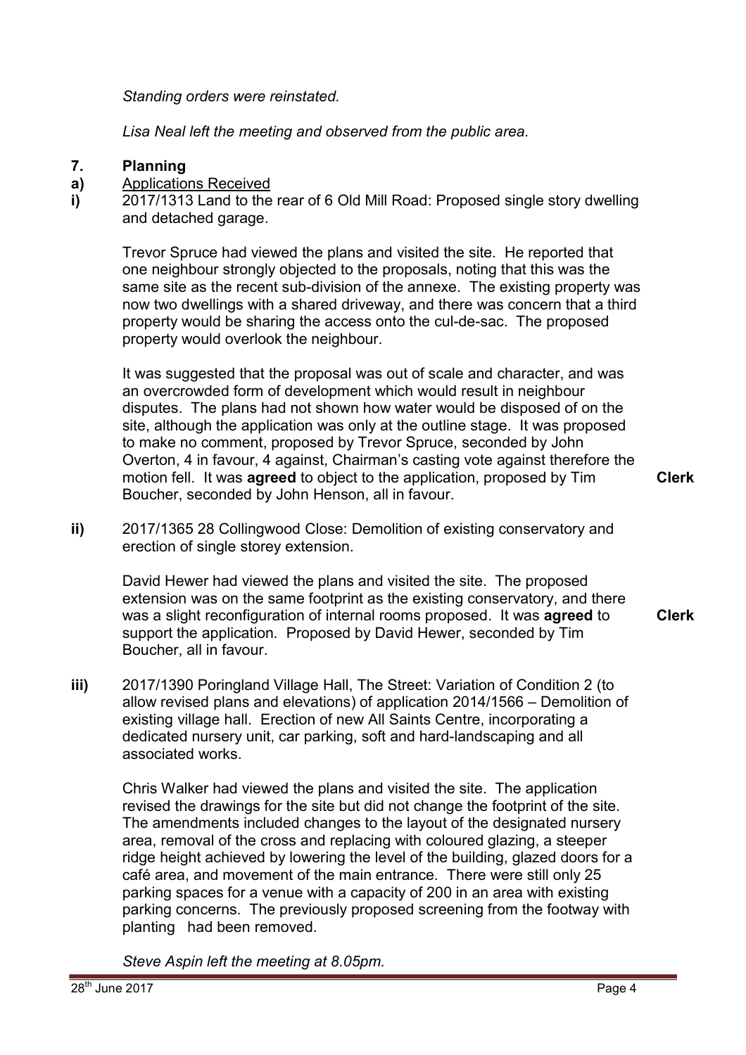*Standing orders were reinstated.*

*Lisa Neal left the meeting and observed from the public area.*

## 7. Planning

**a)** Applications Received

**i)** 2017/1313 Land to the rear of 6 Old Mill Road: Proposed single story dwelling and detached garage.

Trevor Spruce had viewed the plans and visited the site. He reported that one neighbour strongly objected to the proposals, noting that this was the same site as the recent sub-division of the annexe. The existing property was now two dwellings with a shared driveway, and there was concern that a third property would be sharing the access onto the cul-de-sac. The proposed property would overlook the neighbour.

It was suggested that the proposal was out of scale and character, and was an overcrowded form of development which would result in neighbour disputes. The plans had not shown how water would be disposed of on the site, although the application was only at the outline stage. It was proposed to make no comment, proposed by Trevor Spruce, seconded by John Overton, 4 in favour, 4 against, Chairman's casting vote against therefore the motion fell. It was **agreed** to object to the application, proposed by Tim Boucher, seconded by John Henson, all in favour. **Clerk**

**ii)** 2017/1365 28 Collingwood Close: Demolition of existing conservatory and erection of single storey extension.

David Hewer had viewed the plans and visited the site. The proposed extension was on the same footprint as the existing conservatory, and there was a slight reconfiguration of internal rooms proposed. It was **agreed** to support the application. Proposed by David Hewer, seconded by Tim Boucher, all in favour. **Clerk**

**iii)** 2017/1390 Poringland Village Hall, The Street: Variation of Condition 2 (to allow revised plans and elevations) of application 2014/1566 – Demolition of existing village hall. Erection of new All Saints Centre, incorporating a dedicated nursery unit, car parking, soft and hard-landscaping and all associated works.

Chris Walker had viewed the plans and visited the site. The application revised the drawings for the site but did not change the footprint of the site. The amendments included changes to the layout of the designated nursery area, removal of the cross and replacing with coloured glazing, a steeper ridge height achieved by lowering the level of the building, glazed doors for a café area, and movement of the main entrance. There were still only 25 parking spaces for a venue with a capacity of 200 in an area with existing parking concerns. The previously proposed screening from the footway with planting had been removed.

*Steve Aspin left the meeting at 8.05pm.*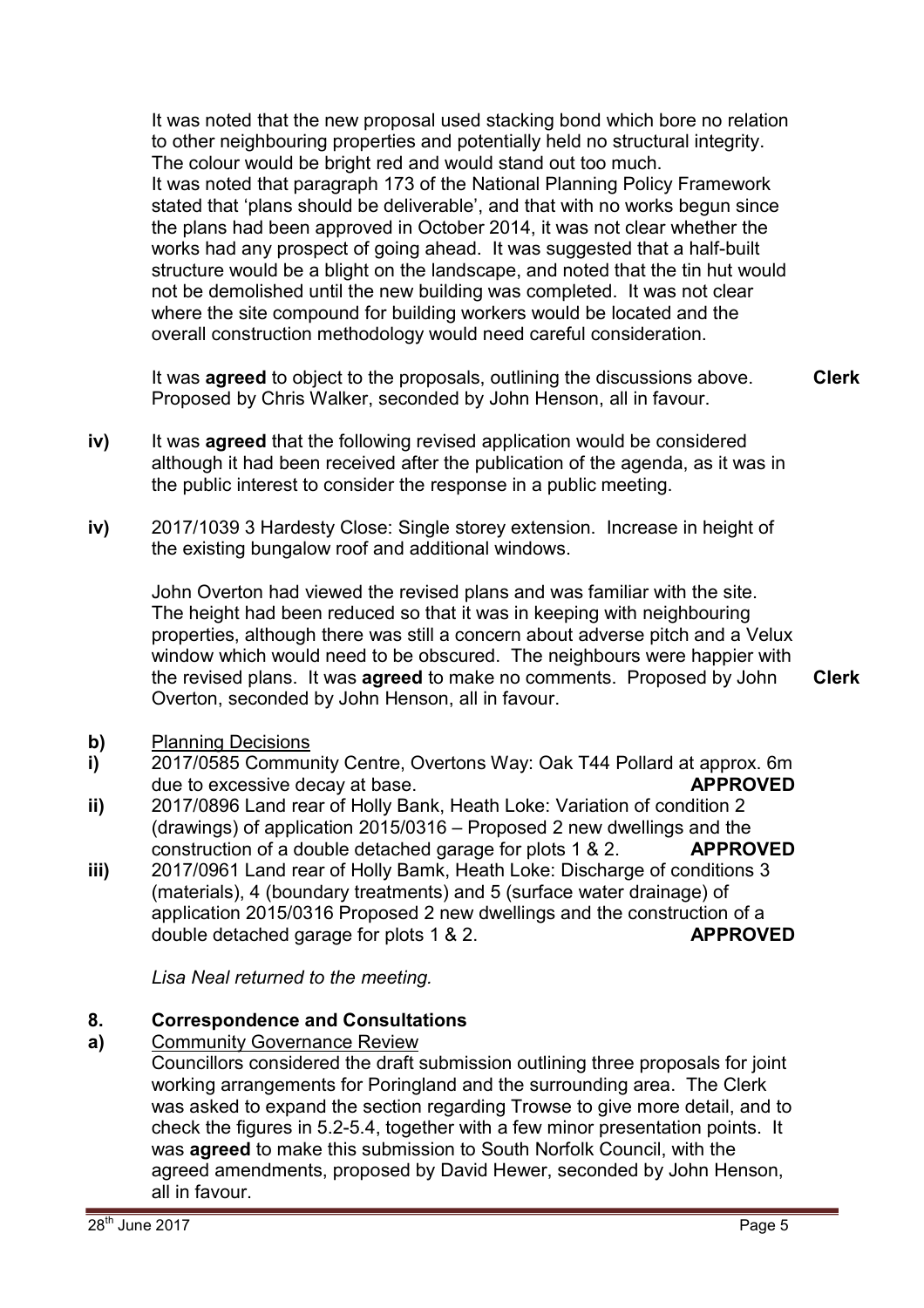It was noted that the new proposal used stacking bond which bore no relation to other neighbouring properties and potentially held no structural integrity. The colour would be bright red and would stand out too much.
It was noted that paragraph 173 of the National Planning Policy Framework stated that 'plans should be deliverable', and that with no works begun since the plans had been approved in October 2014, it was not clear whether the works had any prospect of going ahead. It was suggested that a half-built structure would be a blight on the landscape, and noted that the tin hut would not be demolished until the new building was completed. It was not clear where the site compound for building workers would be located and the overall construction methodology would need careful consideration.

It was **agreed** to object to the proposals, outlining the discussions above. Proposed by Chris Walker, seconded by John Henson, all in favour. **Clerk**

**iv)** It was **agreed** that the following revised application would be considered although it had been received after the publication of the agenda, as it was in the public interest to consider the response in a public meeting.

**iv)** 2017/1039 3 Hardesty Close: Single storey extension. Increase in height of the existing bungalow roof and additional windows.

John Overton had viewed the revised plans and was familiar with the site. The height had been reduced so that it was in keeping with neighbouring properties, although there was still a concern about adverse pitch and a Velux window which would need to be obscured. The neighbours were happier with the revised plans. It was **agreed** to make no comments. Proposed by John Overton, seconded by John Henson, all in favour. **Clerk**

**b)** Planning Decisions

**i)** 2017/0585 Community Centre, Overtons Way: Oak T44 Pollard at approx. 6m due to excessive decay at base. **APPROVED**

**ii)** 2017/0896 Land rear of Holly Bank, Heath Loke: Variation of condition 2 (drawings) of application 2015/0316 – Proposed 2 new dwellings and the construction of a double detached garage for plots 1 & 2. **APPROVED**

**iii)** 2017/0961 Land rear of Holly Bamk, Heath Loke: Discharge of conditions 3 (materials), 4 (boundary treatments) and 5 (surface water drainage) of application 2015/0316 Proposed 2 new dwellings and the construction of a double detached garage for plots 1 & 2. **APPROVED**

*Lisa Neal returned to the meeting.*

## 8. Correspondence and Consultations

**a)** Community Governance Review

Councillors considered the draft submission outlining three proposals for joint working arrangements for Poringland and the surrounding area. The Clerk was asked to expand the section regarding Trowse to give more detail, and to check the figures in 5.2-5.4, together with a few minor presentation points. It was **agreed** to make this submission to South Norfolk Council, with the agreed amendments, proposed by David Hewer, seconded by John Henson, all in favour.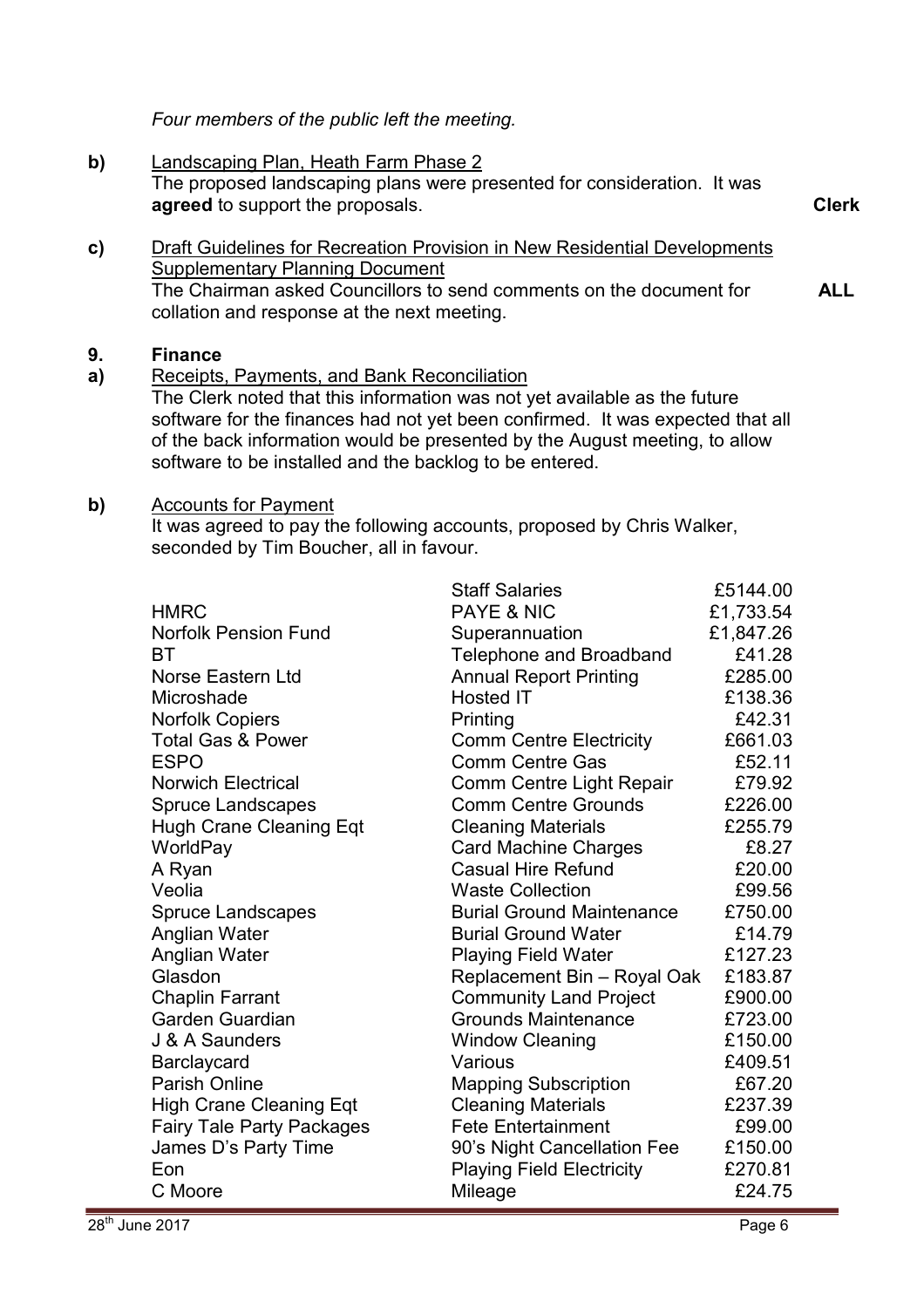*Four members of the public left the meeting.*

**b)** Landscaping Plan, Heath Farm Phase 2
The proposed landscaping plans were presented for consideration. It was **agreed** to support the proposals. **Clerk**

**c)** Draft Guidelines for Recreation Provision in New Residential Developments Supplementary Planning Document
The Chairman asked Councillors to send comments on the document for collation and response at the next meeting. **ALL**

**9. Finance**

**a)** Receipts, Payments, and Bank Reconciliation
The Clerk noted that this information was not yet available as the future software for the finances had not yet been confirmed. It was expected that all of the back information would be presented by the August meeting, to allow software to be installed and the backlog to be entered.

**b)** Accounts for Payment
It was agreed to pay the following accounts, proposed by Chris Walker, seconded by Tim Boucher, all in favour.

| | | |
|---|---|---|
| | Staff Salaries | £5144.00 |
| HMRC | PAYE & NIC | £1,733.54 |
| Norfolk Pension Fund | Superannuation | £1,847.26 |
| BT | Telephone and Broadband | £41.28 |
| Norse Eastern Ltd | Annual Report Printing | £285.00 |
| Microshade | Hosted IT | £138.36 |
| Norfolk Copiers | Printing | £42.31 |
| Total Gas & Power | Comm Centre Electricity | £661.03 |
| ESPO | Comm Centre Gas | £52.11 |
| Norwich Electrical | Comm Centre Light Repair | £79.92 |
| Spruce Landscapes | Comm Centre Grounds | £226.00 |
| Hugh Crane Cleaning Eqt | Cleaning Materials | £255.79 |
| WorldPay | Card Machine Charges | £8.27 |
| A Ryan | Casual Hire Refund | £20.00 |
| Veolia | Waste Collection | £99.56 |
| Spruce Landscapes | Burial Ground Maintenance | £750.00 |
| Anglian Water | Burial Ground Water | £14.79 |
| Anglian Water | Playing Field Water | £127.23 |
| Glasdon | Replacement Bin – Royal Oak | £183.87 |
| Chaplin Farrant | Community Land Project | £900.00 |
| Garden Guardian | Grounds Maintenance | £723.00 |
| J & A Saunders | Window Cleaning | £150.00 |
| Barclaycard | Various | £409.51 |
| Parish Online | Mapping Subscription | £67.20 |
| High Crane Cleaning Eqt | Cleaning Materials | £237.39 |
| Fairy Tale Party Packages | Fete Entertainment | £99.00 |
| James D's Party Time | 90's Night Cancellation Fee | £150.00 |
| Eon | Playing Field Electricity | £270.81 |
| C Moore | Mileage | £24.75 |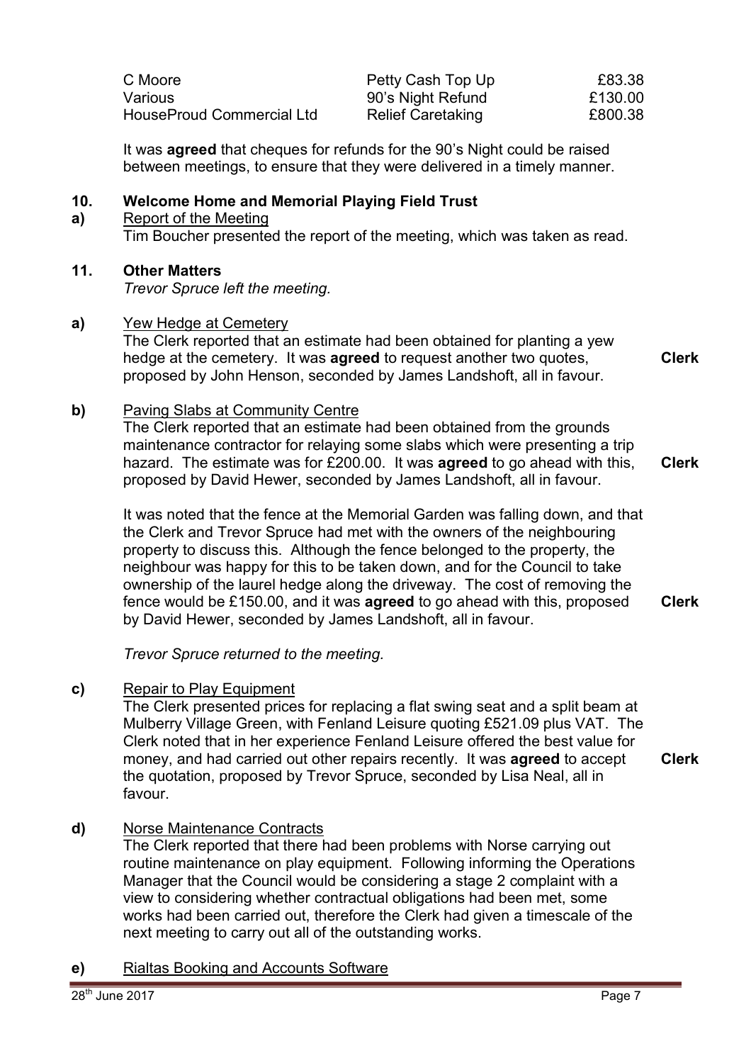| | | |
|---|---|---|
| C Moore | Petty Cash Top Up | £83.38 |
| Various | 90's Night Refund | £130.00 |
| HouseProud Commercial Ltd | Relief Caretaking | £800.38 |

It was **agreed** that cheques for refunds for the 90's Night could be raised between meetings, to ensure that they were delivered in a timely manner.

## 10. Welcome Home and Memorial Playing Field Trust

**a)** Report of the Meeting

Tim Boucher presented the report of the meeting, which was taken as read.

## 11. Other Matters

*Trevor Spruce left the meeting.*

**a)** Yew Hedge at Cemetery

The Clerk reported that an estimate had been obtained for planting a yew hedge at the cemetery. It was **agreed** to request another two quotes, proposed by John Henson, seconded by James Landshoft, all in favour. **Clerk**

**b)** Paving Slabs at Community Centre

The Clerk reported that an estimate had been obtained from the grounds maintenance contractor for relaying some slabs which were presenting a trip hazard. The estimate was for £200.00. It was **agreed** to go ahead with this, proposed by David Hewer, seconded by James Landshoft, all in favour. **Clerk**

It was noted that the fence at the Memorial Garden was falling down, and that the Clerk and Trevor Spruce had met with the owners of the neighbouring property to discuss this. Although the fence belonged to the property, the neighbour was happy for this to be taken down, and for the Council to take ownership of the laurel hedge along the driveway. The cost of removing the fence would be £150.00, and it was **agreed** to go ahead with this, proposed by David Hewer, seconded by James Landshoft, all in favour. **Clerk**

*Trevor Spruce returned to the meeting.*

**c)** Repair to Play Equipment

The Clerk presented prices for replacing a flat swing seat and a split beam at Mulberry Village Green, with Fenland Leisure quoting £521.09 plus VAT. The Clerk noted that in her experience Fenland Leisure offered the best value for money, and had carried out other repairs recently. It was **agreed** to accept the quotation, proposed by Trevor Spruce, seconded by Lisa Neal, all in favour. **Clerk**

**d)** Norse Maintenance Contracts

The Clerk reported that there had been problems with Norse carrying out routine maintenance on play equipment. Following informing the Operations Manager that the Council would be considering a stage 2 complaint with a view to considering whether contractual obligations had been met, some works had been carried out, therefore the Clerk had given a timescale of the next meeting to carry out all of the outstanding works.

**e)** Rialtas Booking and Accounts Software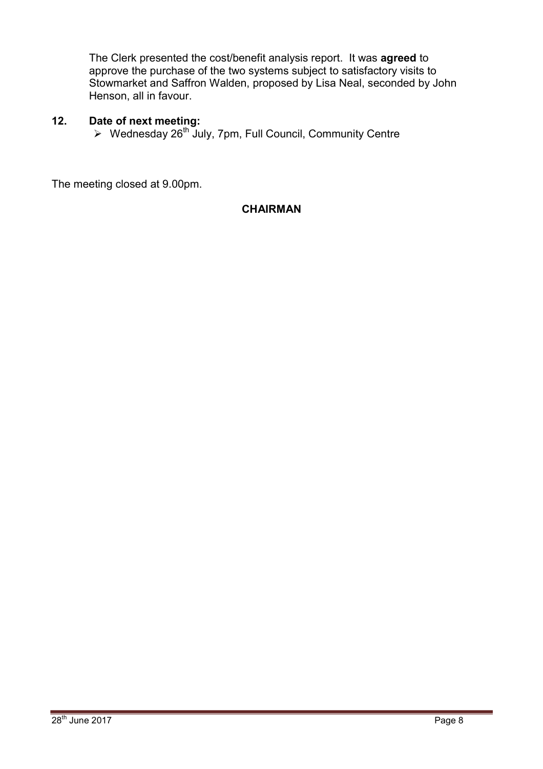The Clerk presented the cost/benefit analysis report. It was **agreed** to approve the purchase of the two systems subject to satisfactory visits to Stowmarket and Saffron Walden, proposed by Lisa Neal, seconded by John Henson, all in favour.

**12. Date of next meeting:**

- Wednesday 26th July, 7pm, Full Council, Community Centre

The meeting closed at 9.00pm.

**CHAIRMAN**